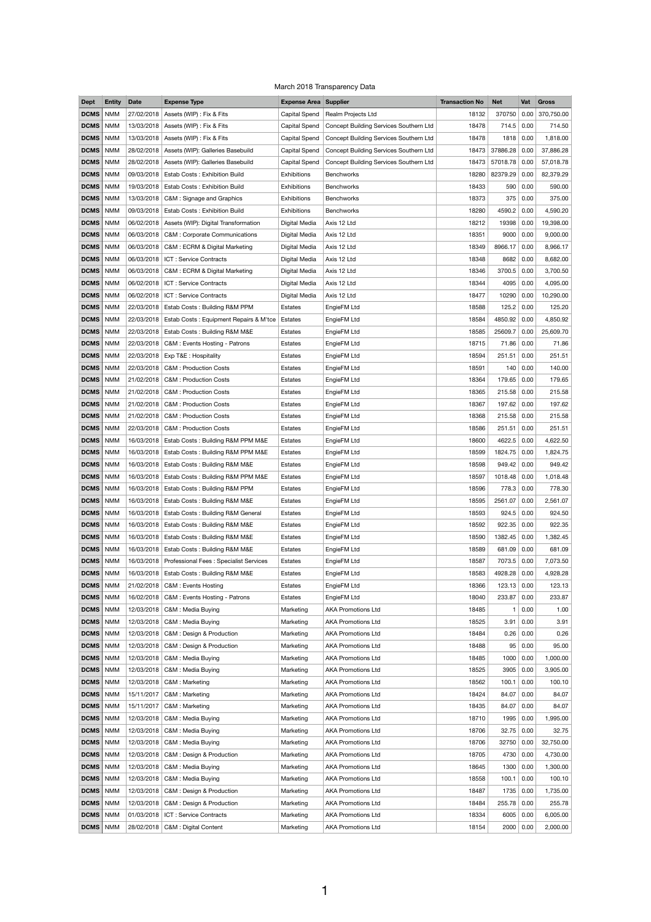March 2018 Transparency Data

| Dept | Entity | Date | Expense Type | Expense Area | Supplier | Transaction No | Net | Vat | Gross |
|---|---|---|---|---|---|---|---|---|---|
| DCMS | NMM | 27/02/2018 | Assets (WIP) : Fix & Fits | Capital Spend | Realm Projects Ltd | 18132 | 370750 | 0.00 | 370,750.00 |
| DCMS | NMM | 13/03/2018 | Assets (WIP) : Fix & Fits | Capital Spend | Concept Building Services Southern Ltd | 18478 | 714.5 | 0.00 | 714.50 |
| DCMS | NMM | 13/03/2018 | Assets (WIP) : Fix & Fits | Capital Spend | Concept Building Services Southern Ltd | 18478 | 1818 | 0.00 | 1,818.00 |
| DCMS | NMM | 28/02/2018 | Assets (WIP): Galleries Basebuild | Capital Spend | Concept Building Services Southern Ltd | 18473 | 37886.28 | 0.00 | 37,886.28 |
| DCMS | NMM | 28/02/2018 | Assets (WIP): Galleries Basebuild | Capital Spend | Concept Building Services Southern Ltd | 18473 | 57018.78 | 0.00 | 57,018.78 |
| DCMS | NMM | 09/03/2018 | Estab Costs : Exhibition Build | Exhibitions | Benchworks | 18280 | 82379.29 | 0.00 | 82,379.29 |
| DCMS | NMM | 19/03/2018 | Estab Costs : Exhibition Build | Exhibitions | Benchworks | 18433 | 590 | 0.00 | 590.00 |
| DCMS | NMM | 13/03/2018 | C&M : Signage and Graphics | Exhibitions | Benchworks | 18373 | 375 | 0.00 | 375.00 |
| DCMS | NMM | 09/03/2018 | Estab Costs : Exhibition Build | Exhibitions | Benchworks | 18280 | 4590.2 | 0.00 | 4,590.20 |
| DCMS | NMM | 06/02/2018 | Assets (WIP): Digital Transformation | Digital Media | Axis 12 Ltd | 18212 | 19398 | 0.00 | 19,398.00 |
| DCMS | NMM | 06/03/2018 | C&M : Corporate Communications | Digital Media | Axis 12 Ltd | 18351 | 9000 | 0.00 | 9,000.00 |
| DCMS | NMM | 06/03/2018 | C&M : ECRM & Digital Marketing | Digital Media | Axis 12 Ltd | 18349 | 8966.17 | 0.00 | 8,966.17 |
| DCMS | NMM | 06/03/2018 | ICT : Service Contracts | Digital Media | Axis 12 Ltd | 18348 | 8682 | 0.00 | 8,682.00 |
| DCMS | NMM | 06/03/2018 | C&M : ECRM & Digital Marketing | Digital Media | Axis 12 Ltd | 18346 | 3700.5 | 0.00 | 3,700.50 |
| DCMS | NMM | 06/02/2018 | ICT : Service Contracts | Digital Media | Axis 12 Ltd | 18344 | 4095 | 0.00 | 4,095.00 |
| DCMS | NMM | 06/02/2018 | ICT : Service Contracts | Digital Media | Axis 12 Ltd | 18477 | 10290 | 0.00 | 10,290.00 |
| DCMS | NMM | 22/03/2018 | Estab Costs : Building R&M PPM | Estates | EngieFM Ltd | 18588 | 125.2 | 0.00 | 125.20 |
| DCMS | NMM | 22/03/2018 | Estab Costs : Equipment Repairs & M'tce | Estates | EngieFM Ltd | 18584 | 4850.92 | 0.00 | 4,850.92 |
| DCMS | NMM | 22/03/2018 | Estab Costs : Building R&M M&E | Estates | EngieFM Ltd | 18585 | 25609.7 | 0.00 | 25,609.70 |
| DCMS | NMM | 22/03/2018 | C&M : Events Hosting - Patrons | Estates | EngieFM Ltd | 18715 | 71.86 | 0.00 | 71.86 |
| DCMS | NMM | 22/03/2018 | Exp T&E : Hospitality | Estates | EngieFM Ltd | 18594 | 251.51 | 0.00 | 251.51 |
| DCMS | NMM | 22/03/2018 | C&M : Production Costs | Estates | EngieFM Ltd | 18591 | 140 | 0.00 | 140.00 |
| DCMS | NMM | 21/02/2018 | C&M : Production Costs | Estates | EngieFM Ltd | 18364 | 179.65 | 0.00 | 179.65 |
| DCMS | NMM | 21/02/2018 | C&M : Production Costs | Estates | EngieFM Ltd | 18365 | 215.58 | 0.00 | 215.58 |
| DCMS | NMM | 21/02/2018 | C&M : Production Costs | Estates | EngieFM Ltd | 18367 | 197.62 | 0.00 | 197.62 |
| DCMS | NMM | 21/02/2018 | C&M : Production Costs | Estates | EngieFM Ltd | 18368 | 215.58 | 0.00 | 215.58 |
| DCMS | NMM | 22/03/2018 | C&M : Production Costs | Estates | EngieFM Ltd | 18586 | 251.51 | 0.00 | 251.51 |
| DCMS | NMM | 16/03/2018 | Estab Costs : Building R&M PPM M&E | Estates | EngieFM Ltd | 18600 | 4622.5 | 0.00 | 4,622.50 |
| DCMS | NMM | 16/03/2018 | Estab Costs : Building R&M PPM M&E | Estates | EngieFM Ltd | 18599 | 1824.75 | 0.00 | 1,824.75 |
| DCMS | NMM | 16/03/2018 | Estab Costs : Building R&M M&E | Estates | EngieFM Ltd | 18598 | 949.42 | 0.00 | 949.42 |
| DCMS | NMM | 16/03/2018 | Estab Costs : Building R&M PPM M&E | Estates | EngieFM Ltd | 18597 | 1018.48 | 0.00 | 1,018.48 |
| DCMS | NMM | 16/03/2018 | Estab Costs : Building R&M PPM | Estates | EngieFM Ltd | 18596 | 778.3 | 0.00 | 778.30 |
| DCMS | NMM | 16/03/2018 | Estab Costs : Building R&M M&E | Estates | EngieFM Ltd | 18595 | 2561.07 | 0.00 | 2,561.07 |
| DCMS | NMM | 16/03/2018 | Estab Costs : Building R&M General | Estates | EngieFM Ltd | 18593 | 924.5 | 0.00 | 924.50 |
| DCMS | NMM | 16/03/2018 | Estab Costs : Building R&M M&E | Estates | EngieFM Ltd | 18592 | 922.35 | 0.00 | 922.35 |
| DCMS | NMM | 16/03/2018 | Estab Costs : Building R&M M&E | Estates | EngieFM Ltd | 18590 | 1382.45 | 0.00 | 1,382.45 |
| DCMS | NMM | 16/03/2018 | Estab Costs : Building R&M M&E | Estates | EngieFM Ltd | 18589 | 681.09 | 0.00 | 681.09 |
| DCMS | NMM | 16/03/2018 | Professional Fees : Specialist Services | Estates | EngieFM Ltd | 18587 | 7073.5 | 0.00 | 7,073.50 |
| DCMS | NMM | 16/03/2018 | Estab Costs : Building R&M M&E | Estates | EngieFM Ltd | 18583 | 4928.28 | 0.00 | 4,928.28 |
| DCMS | NMM | 21/02/2018 | C&M : Events Hosting | Estates | EngieFM Ltd | 18366 | 123.13 | 0.00 | 123.13 |
| DCMS | NMM | 16/02/2018 | C&M : Events Hosting - Patrons | Estates | EngieFM Ltd | 18040 | 233.87 | 0.00 | 233.87 |
| DCMS | NMM | 12/03/2018 | C&M : Media Buying | Marketing | AKA Promotions Ltd | 18485 | 1 | 0.00 | 1.00 |
| DCMS | NMM | 12/03/2018 | C&M : Media Buying | Marketing | AKA Promotions Ltd | 18525 | 3.91 | 0.00 | 3.91 |
| DCMS | NMM | 12/03/2018 | C&M : Design & Production | Marketing | AKA Promotions Ltd | 18484 | 0.26 | 0.00 | 0.26 |
| DCMS | NMM | 12/03/2018 | C&M : Design & Production | Marketing | AKA Promotions Ltd | 18488 | 95 | 0.00 | 95.00 |
| DCMS | NMM | 12/03/2018 | C&M : Media Buying | Marketing | AKA Promotions Ltd | 18485 | 1000 | 0.00 | 1,000.00 |
| DCMS | NMM | 12/03/2018 | C&M : Media Buying | Marketing | AKA Promotions Ltd | 18525 | 3905 | 0.00 | 3,905.00 |
| DCMS | NMM | 12/03/2018 | C&M : Marketing | Marketing | AKA Promotions Ltd | 18562 | 100.1 | 0.00 | 100.10 |
| DCMS | NMM | 15/11/2017 | C&M : Marketing | Marketing | AKA Promotions Ltd | 18424 | 84.07 | 0.00 | 84.07 |
| DCMS | NMM | 15/11/2017 | C&M : Marketing | Marketing | AKA Promotions Ltd | 18435 | 84.07 | 0.00 | 84.07 |
| DCMS | NMM | 12/03/2018 | C&M : Media Buying | Marketing | AKA Promotions Ltd | 18710 | 1995 | 0.00 | 1,995.00 |
| DCMS | NMM | 12/03/2018 | C&M : Media Buying | Marketing | AKA Promotions Ltd | 18706 | 32.75 | 0.00 | 32.75 |
| DCMS | NMM | 12/03/2018 | C&M : Media Buying | Marketing | AKA Promotions Ltd | 18706 | 32750 | 0.00 | 32,750.00 |
| DCMS | NMM | 12/03/2018 | C&M : Design & Production | Marketing | AKA Promotions Ltd | 18705 | 4730 | 0.00 | 4,730.00 |
| DCMS | NMM | 12/03/2018 | C&M : Media Buying | Marketing | AKA Promotions Ltd | 18645 | 1300 | 0.00 | 1,300.00 |
| DCMS | NMM | 12/03/2018 | C&M : Media Buying | Marketing | AKA Promotions Ltd | 18558 | 100.1 | 0.00 | 100.10 |
| DCMS | NMM | 12/03/2018 | C&M : Design & Production | Marketing | AKA Promotions Ltd | 18487 | 1735 | 0.00 | 1,735.00 |
| DCMS | NMM | 12/03/2018 | C&M : Design & Production | Marketing | AKA Promotions Ltd | 18484 | 255.78 | 0.00 | 255.78 |
| DCMS | NMM | 01/03/2018 | ICT : Service Contracts | Marketing | AKA Promotions Ltd | 18334 | 6005 | 0.00 | 6,005.00 |
| DCMS | NMM | 28/02/2018 | C&M : Digital Content | Marketing | AKA Promotions Ltd | 18154 | 2000 | 0.00 | 2,000.00 |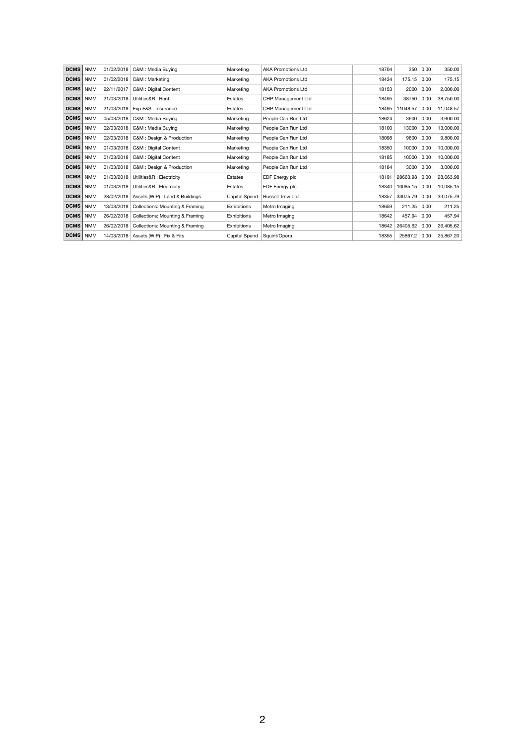| | | | | | | | | | |
|---|---|---|---|---|---|---|---|---|---|
| **DCMS** | NMM | 01/02/2018 | C&M : Media Buying | Marketing | AKA Promotions Ltd | 18704 | 350 | 0.00 | 350.00 |
| **DCMS** | NMM | 01/02/2018 | C&M : Marketing | Marketing | AKA Promotions Ltd | 18434 | 175.15 | 0.00 | 175.15 |
| **DCMS** | NMM | 22/11/2017 | C&M : Digital Content | Marketing | AKA Promotions Ltd | 18153 | 2000 | 0.00 | 2,000.00 |
| **DCMS** | NMM | 21/03/2018 | Utilities&R : Rent | Estates | CHP Management Ltd | 18495 | 38750 | 0.00 | 38,750.00 |
| **DCMS** | NMM | 21/03/2018 | Exp F&S : Insurance | Estates | CHP Management Ltd | 18495 | 11048.57 | 0.00 | 11,048.57 |
| **DCMS** | NMM | 05/03/2018 | C&M : Media Buying | Marketing | People Can Run Ltd | 18624 | 3600 | 0.00 | 3,600.00 |
| **DCMS** | NMM | 02/03/2018 | C&M : Media Buying | Marketing | People Can Run Ltd | 18100 | 13000 | 0.00 | 13,000.00 |
| **DCMS** | NMM | 02/03/2018 | C&M : Design & Production | Marketing | People Can Run Ltd | 18098 | 9800 | 0.00 | 9,800.00 |
| **DCMS** | NMM | 01/03/2018 | C&M : Digital Content | Marketing | People Can Run Ltd | 18350 | 10000 | 0.00 | 10,000.00 |
| **DCMS** | NMM | 01/03/2018 | C&M : Digital Content | Marketing | People Can Run Ltd | 18185 | 10000 | 0.00 | 10,000.00 |
| **DCMS** | NMM | 01/03/2018 | C&M : Design & Production | Marketing | People Can Run Ltd | 18184 | 3000 | 0.00 | 3,000.00 |
| **DCMS** | NMM | 01/03/2018 | Utilities&R : Electricity | Estates | EDF Energy plc | 18191 | 28663.98 | 0.00 | 28,663.98 |
| **DCMS** | NMM | 01/03/2018 | Utilities&R : Electricity | Estates | EDF Energy plc | 18340 | 10085.15 | 0.00 | 10,085.15 |
| **DCMS** | NMM | 28/02/2018 | Assets (WIP) : Land & Buildings | Capital Spend | Russell Trew Ltd | 18357 | 33075.79 | 0.00 | 33,075.79 |
| **DCMS** | NMM | 13/03/2018 | Collections: Mounting & Framing | Exhibitions | Metro Imaging | 18659 | 211.25 | 0.00 | 211.25 |
| **DCMS** | NMM | 26/02/2018 | Collections: Mounting & Framing | Exhibitions | Metro Imaging | 18642 | 457.94 | 0.00 | 457.94 |
| **DCMS** | NMM | 26/02/2018 | Collections: Mounting & Framing | Exhibitions | Metro Imaging | 18642 | 26405.62 | 0.00 | 26,405.62 |
| **DCMS** | NMM | 14/03/2018 | Assets (WIP) : Fix & Fits | Capital Spend | Squint/Opera | 18355 | 25867.2 | 0.00 | 25,867.20 |